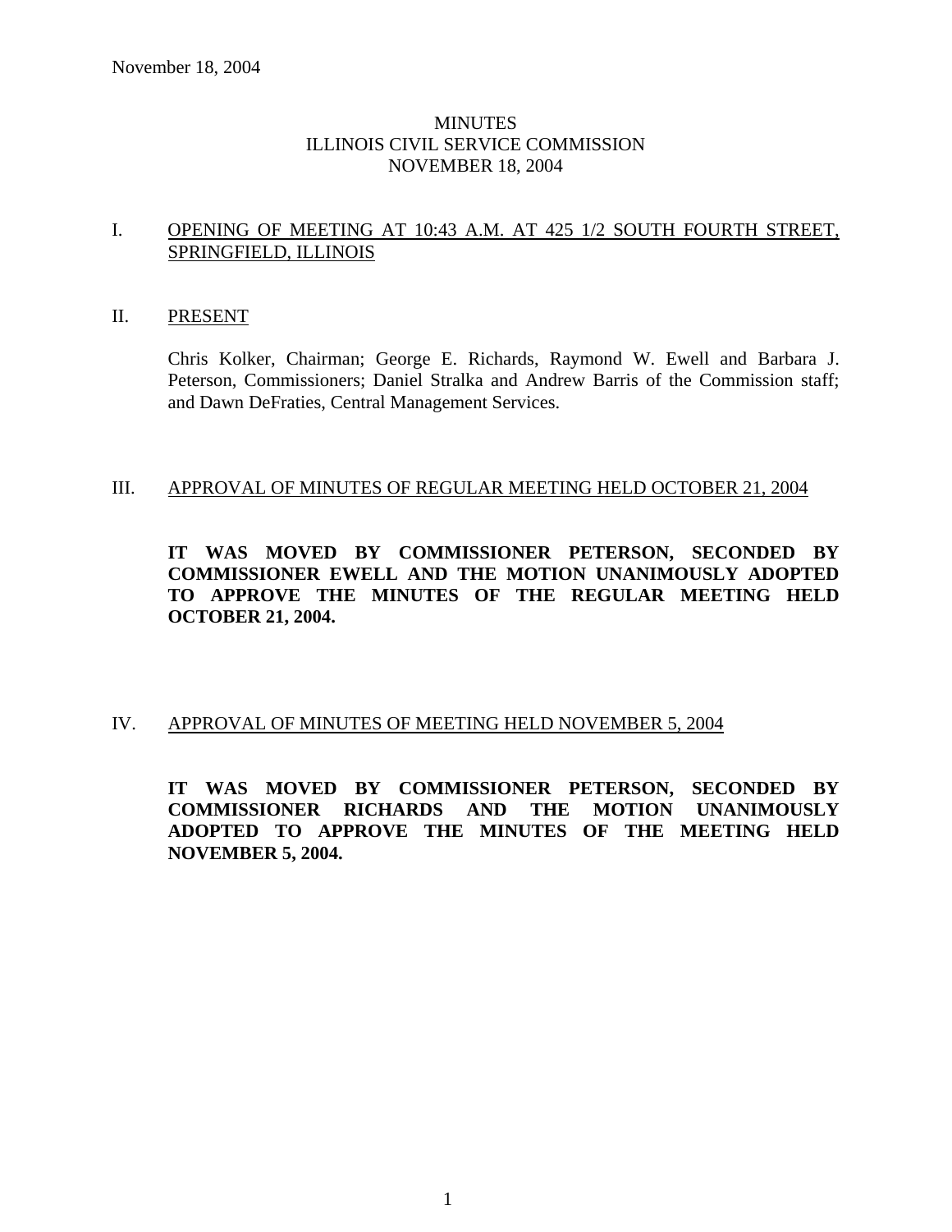# MINUTES
## ILLINOIS CIVIL SERVICE COMMISSION
## NOVEMBER 18, 2004

## I. OPENING OF MEETING AT 10:43 A.M. AT 425 1/2 SOUTH FOURTH STREET, SPRINGFIELD, ILLINOIS

## II. PRESENT

Chris Kolker, Chairman; George E. Richards, Raymond W. Ewell and Barbara J. Peterson, Commissioners; Daniel Stralka and Andrew Barris of the Commission staff; and Dawn DeFraties, Central Management Services.

## III. APPROVAL OF MINUTES OF REGULAR MEETING HELD OCTOBER 21, 2004

**IT WAS MOVED BY COMMISSIONER PETERSON, SECONDED BY COMMISSIONER EWELL AND THE MOTION UNANIMOUSLY ADOPTED TO APPROVE THE MINUTES OF THE REGULAR MEETING HELD OCTOBER 21, 2004.**

## IV. APPROVAL OF MINUTES OF MEETING HELD NOVEMBER 5, 2004

**IT WAS MOVED BY COMMISSIONER PETERSON, SECONDED BY COMMISSIONER RICHARDS AND THE MOTION UNANIMOUSLY ADOPTED TO APPROVE THE MINUTES OF THE MEETING HELD NOVEMBER 5, 2004.**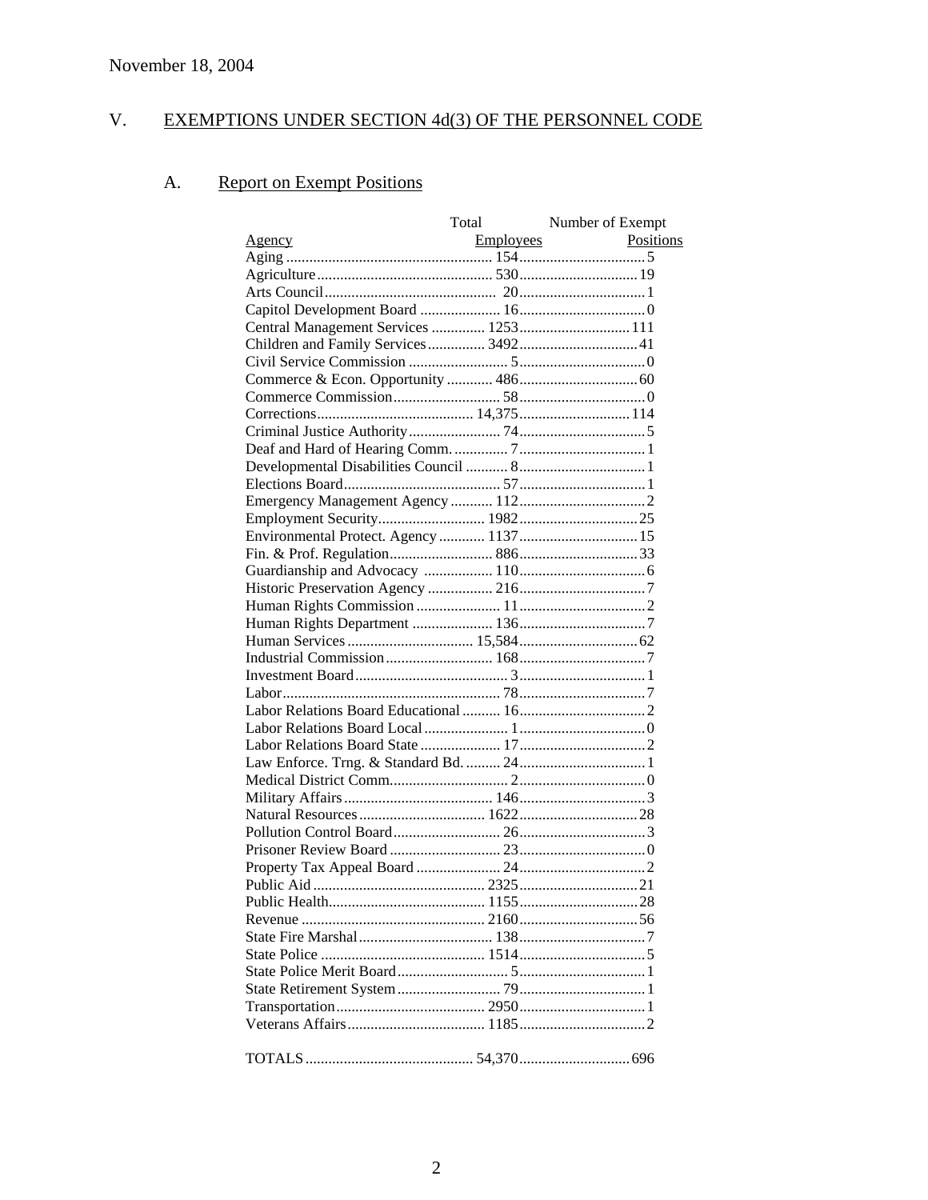November 18, 2004

## V. EXEMPTIONS UNDER SECTION 4d(3) OF THE PERSONNEL CODE

### A. Report on Exempt Positions

| Agency | Total Employees | Number of Exempt Positions |
|---|---|---|
| Aging | 154 | 5 |
| Agriculture | 530 | 19 |
| Arts Council | 20 | 1 |
| Capitol Development Board | 16 | 0 |
| Central Management Services | 1253 | 111 |
| Children and Family Services | 3492 | 41 |
| Civil Service Commission | 5 | 0 |
| Commerce & Econ. Opportunity | 486 | 60 |
| Commerce Commission | 58 | 0 |
| Corrections | 14,375 | 114 |
| Criminal Justice Authority | 74 | 5 |
| Deaf and Hard of Hearing Comm. | 7 | 1 |
| Developmental Disabilities Council | 8 | 1 |
| Elections Board | 57 | 1 |
| Emergency Management Agency | 112 | 2 |
| Employment Security | 1982 | 25 |
| Environmental Protect. Agency | 1137 | 15 |
| Fin. & Prof. Regulation | 886 | 33 |
| Guardianship and Advocacy | 110 | 6 |
| Historic Preservation Agency | 216 | 7 |
| Human Rights Commission | 11 | 2 |
| Human Rights Department | 136 | 7 |
| Human Services | 15,584 | 62 |
| Industrial Commission | 168 | 7 |
| Investment Board | 3 | 1 |
| Labor | 78 | 7 |
| Labor Relations Board Educational | 16 | 2 |
| Labor Relations Board Local | 1 | 0 |
| Labor Relations Board State | 17 | 2 |
| Law Enforce. Trng. & Standard Bd. | 24 | 1 |
| Medical District Comm. | 2 | 0 |
| Military Affairs | 146 | 3 |
| Natural Resources | 1622 | 28 |
| Pollution Control Board | 26 | 3 |
| Prisoner Review Board | 23 | 0 |
| Property Tax Appeal Board | 24 | 2 |
| Public Aid | 2325 | 21 |
| Public Health | 1155 | 28 |
| Revenue | 2160 | 56 |
| State Fire Marshal | 138 | 7 |
| State Police | 1514 | 5 |
| State Police Merit Board | 5 | 1 |
| State Retirement System | 79 | 1 |
| Transportation | 2950 | 1 |
| Veterans Affairs | 1185 | 2 |
| TOTALS | 54,370 | 696 |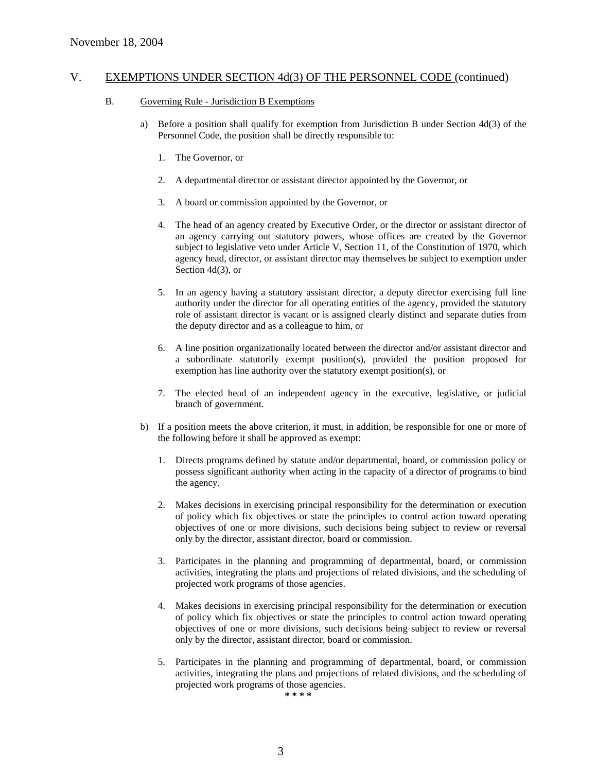November 18, 2004

## V. EXEMPTIONS UNDER SECTION 4d(3) OF THE PERSONNEL CODE (continued)

### B. Governing Rule - Jurisdiction B Exemptions

a) Before a position shall qualify for exemption from Jurisdiction B under Section 4d(3) of the Personnel Code, the position shall be directly responsible to:

1. The Governor, or

2. A departmental director or assistant director appointed by the Governor, or

3. A board or commission appointed by the Governor, or

4. The head of an agency created by Executive Order, or the director or assistant director of an agency carrying out statutory powers, whose offices are created by the Governor subject to legislative veto under Article V, Section 11, of the Constitution of 1970, which agency head, director, or assistant director may themselves be subject to exemption under Section 4d(3), or

5. In an agency having a statutory assistant director, a deputy director exercising full line authority under the director for all operating entities of the agency, provided the statutory role of assistant director is vacant or is assigned clearly distinct and separate duties from the deputy director and as a colleague to him, or

6. A line position organizationally located between the director and/or assistant director and a subordinate statutorily exempt position(s), provided the position proposed for exemption has line authority over the statutory exempt position(s), or

7. The elected head of an independent agency in the executive, legislative, or judicial branch of government.

b) If a position meets the above criterion, it must, in addition, be responsible for one or more of the following before it shall be approved as exempt:

1. Directs programs defined by statute and/or departmental, board, or commission policy or possess significant authority when acting in the capacity of a director of programs to bind the agency.

2. Makes decisions in exercising principal responsibility for the determination or execution of policy which fix objectives or state the principles to control action toward operating objectives of one or more divisions, such decisions being subject to review or reversal only by the director, assistant director, board or commission.

3. Participates in the planning and programming of departmental, board, or commission activities, integrating the plans and projections of related divisions, and the scheduling of projected work programs of those agencies.

4. Makes decisions in exercising principal responsibility for the determination or execution of policy which fix objectives or state the principles to control action toward operating objectives of one or more divisions, such decisions being subject to review or reversal only by the director, assistant director, board or commission.

5. Participates in the planning and programming of departmental, board, or commission activities, integrating the plans and projections of related divisions, and the scheduling of projected work programs of those agencies.

\* \* \* \*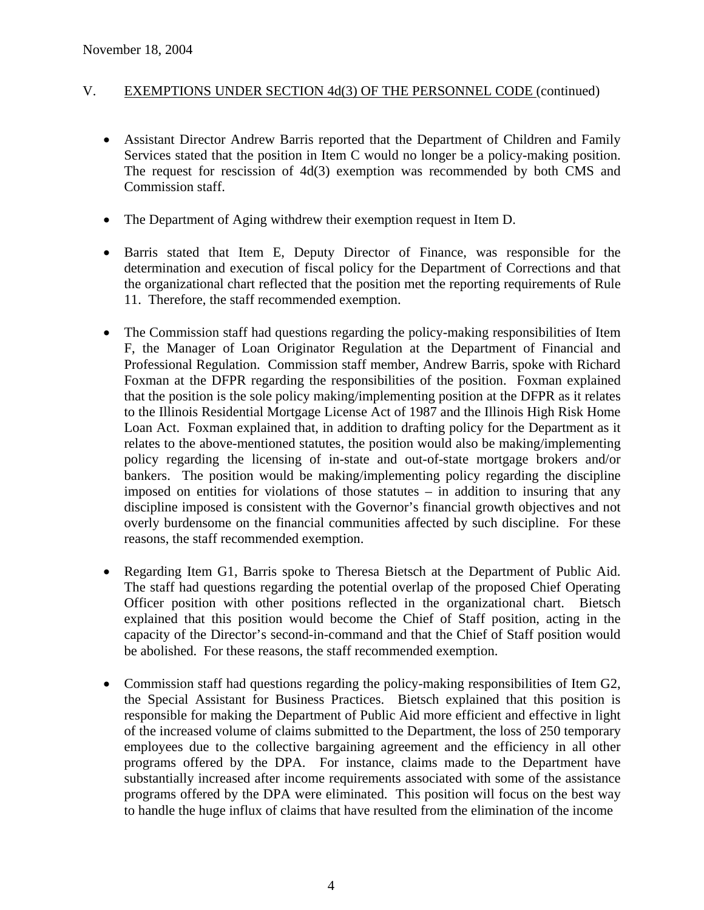November 18, 2004

V. EXEMPTIONS UNDER SECTION 4d(3) OF THE PERSONNEL CODE (continued)

- Assistant Director Andrew Barris reported that the Department of Children and Family Services stated that the position in Item C would no longer be a policy-making position. The request for rescission of 4d(3) exemption was recommended by both CMS and Commission staff.

- The Department of Aging withdrew their exemption request in Item D.

- Barris stated that Item E, Deputy Director of Finance, was responsible for the determination and execution of fiscal policy for the Department of Corrections and that the organizational chart reflected that the position met the reporting requirements of Rule 11. Therefore, the staff recommended exemption.

- The Commission staff had questions regarding the policy-making responsibilities of Item F, the Manager of Loan Originator Regulation at the Department of Financial and Professional Regulation. Commission staff member, Andrew Barris, spoke with Richard Foxman at the DFPR regarding the responsibilities of the position. Foxman explained that the position is the sole policy making/implementing position at the DFPR as it relates to the Illinois Residential Mortgage License Act of 1987 and the Illinois High Risk Home Loan Act. Foxman explained that, in addition to drafting policy for the Department as it relates to the above-mentioned statutes, the position would also be making/implementing policy regarding the licensing of in-state and out-of-state mortgage brokers and/or bankers. The position would be making/implementing policy regarding the discipline imposed on entities for violations of those statutes – in addition to insuring that any discipline imposed is consistent with the Governor's financial growth objectives and not overly burdensome on the financial communities affected by such discipline. For these reasons, the staff recommended exemption.

- Regarding Item G1, Barris spoke to Theresa Bietsch at the Department of Public Aid. The staff had questions regarding the potential overlap of the proposed Chief Operating Officer position with other positions reflected in the organizational chart. Bietsch explained that this position would become the Chief of Staff position, acting in the capacity of the Director's second-in-command and that the Chief of Staff position would be abolished. For these reasons, the staff recommended exemption.

- Commission staff had questions regarding the policy-making responsibilities of Item G2, the Special Assistant for Business Practices. Bietsch explained that this position is responsible for making the Department of Public Aid more efficient and effective in light of the increased volume of claims submitted to the Department, the loss of 250 temporary employees due to the collective bargaining agreement and the efficiency in all other programs offered by the DPA. For instance, claims made to the Department have substantially increased after income requirements associated with some of the assistance programs offered by the DPA were eliminated. This position will focus on the best way to handle the huge influx of claims that have resulted from the elimination of the income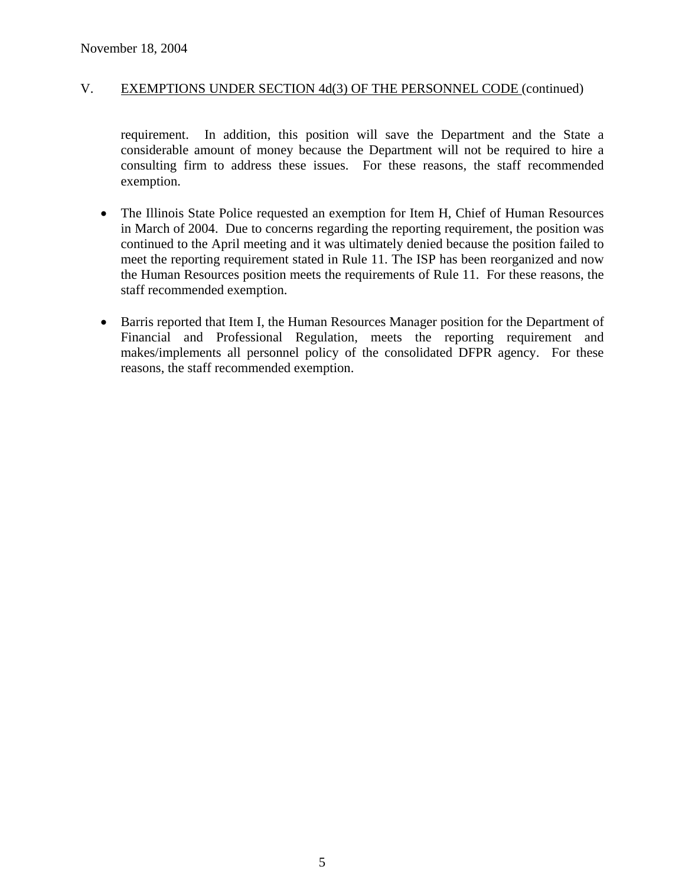November 18, 2004

V. EXEMPTIONS UNDER SECTION 4d(3) OF THE PERSONNEL CODE (continued)

requirement. In addition, this position will save the Department and the State a considerable amount of money because the Department will not be required to hire a consulting firm to address these issues. For these reasons, the staff recommended exemption.

- The Illinois State Police requested an exemption for Item H, Chief of Human Resources in March of 2004. Due to concerns regarding the reporting requirement, the position was continued to the April meeting and it was ultimately denied because the position failed to meet the reporting requirement stated in Rule 11. The ISP has been reorganized and now the Human Resources position meets the requirements of Rule 11. For these reasons, the staff recommended exemption.

- Barris reported that Item I, the Human Resources Manager position for the Department of Financial and Professional Regulation, meets the reporting requirement and makes/implements all personnel policy of the consolidated DFPR agency. For these reasons, the staff recommended exemption.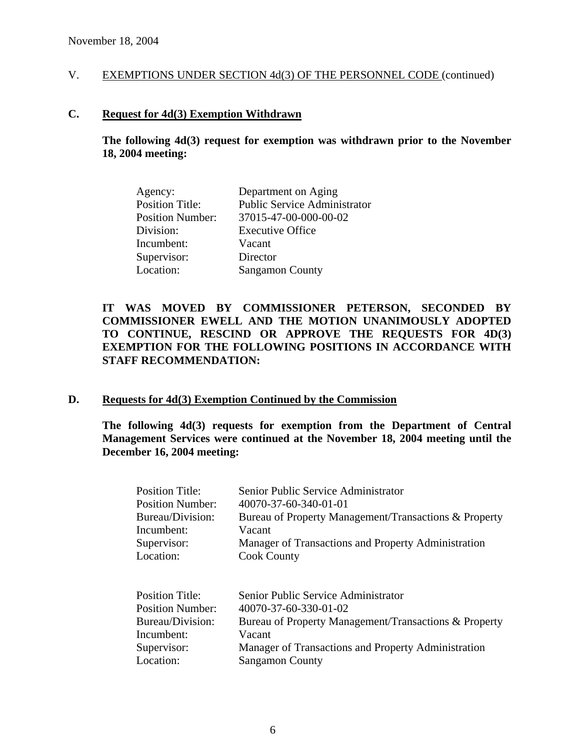November 18, 2004

V. EXEMPTIONS UNDER SECTION 4d(3) OF THE PERSONNEL CODE (continued)

## C. Request for 4d(3) Exemption Withdrawn

**The following 4d(3) request for exemption was withdrawn prior to the November 18, 2004 meeting:**

| | |
|---|---|
| Agency: | Department on Aging |
| Position Title: | Public Service Administrator |
| Position Number: | 37015-47-00-000-00-02 |
| Division: | Executive Office |
| Incumbent: | Vacant |
| Supervisor: | Director |
| Location: | Sangamon County |

**IT WAS MOVED BY COMMISSIONER PETERSON, SECONDED BY COMMISSIONER EWELL AND THE MOTION UNANIMOUSLY ADOPTED TO CONTINUE, RESCIND OR APPROVE THE REQUESTS FOR 4D(3) EXEMPTION FOR THE FOLLOWING POSITIONS IN ACCORDANCE WITH STAFF RECOMMENDATION:**

## D. Requests for 4d(3) Exemption Continued by the Commission

**The following 4d(3) requests for exemption from the Department of Central Management Services were continued at the November 18, 2004 meeting until the December 16, 2004 meeting:**

| | |
|---|---|
| Position Title: | Senior Public Service Administrator |
| Position Number: | 40070-37-60-340-01-01 |
| Bureau/Division: | Bureau of Property Management/Transactions & Property |
| Incumbent: | Vacant |
| Supervisor: | Manager of Transactions and Property Administration |
| Location: | Cook County |

| | |
|---|---|
| Position Title: | Senior Public Service Administrator |
| Position Number: | 40070-37-60-330-01-02 |
| Bureau/Division: | Bureau of Property Management/Transactions & Property |
| Incumbent: | Vacant |
| Supervisor: | Manager of Transactions and Property Administration |
| Location: | Sangamon County |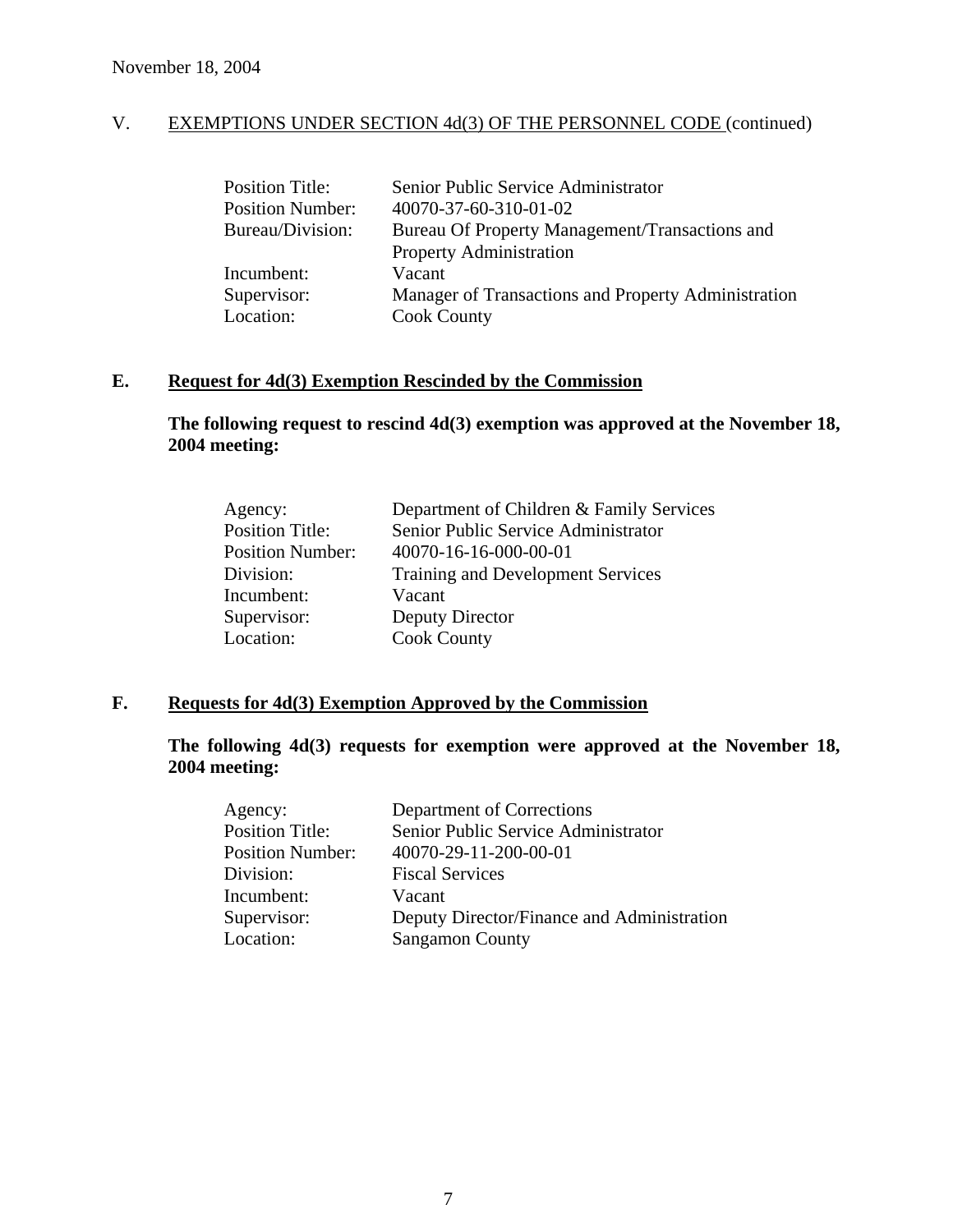November 18, 2004

V. EXEMPTIONS UNDER SECTION 4d(3) OF THE PERSONNEL CODE (continued)

| | |
|---|---|
| Position Title: | Senior Public Service Administrator |
| Position Number: | 40070-37-60-310-01-02 |
| Bureau/Division: | Bureau Of Property Management/Transactions and Property Administration |
| Incumbent: | Vacant |
| Supervisor: | Manager of Transactions and Property Administration |
| Location: | Cook County |

## E. Request for 4d(3) Exemption Rescinded by the Commission

**The following request to rescind 4d(3) exemption was approved at the November 18, 2004 meeting:**

| | |
|---|---|
| Agency: | Department of Children & Family Services |
| Position Title: | Senior Public Service Administrator |
| Position Number: | 40070-16-16-000-00-01 |
| Division: | Training and Development Services |
| Incumbent: | Vacant |
| Supervisor: | Deputy Director |
| Location: | Cook County |

## F. Requests for 4d(3) Exemption Approved by the Commission

**The following 4d(3) requests for exemption were approved at the November 18, 2004 meeting:**

| | |
|---|---|
| Agency: | Department of Corrections |
| Position Title: | Senior Public Service Administrator |
| Position Number: | 40070-29-11-200-00-01 |
| Division: | Fiscal Services |
| Incumbent: | Vacant |
| Supervisor: | Deputy Director/Finance and Administration |
| Location: | Sangamon County |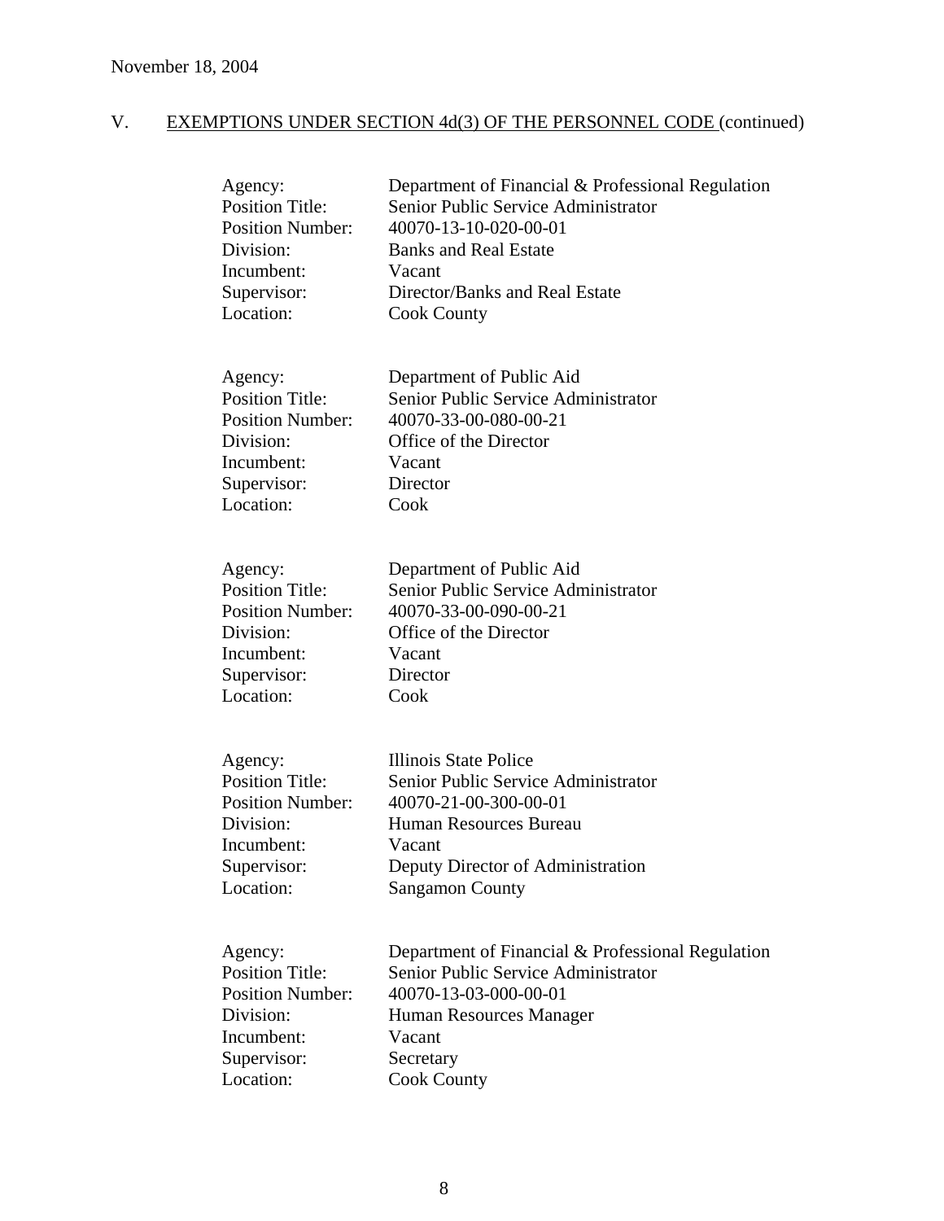November 18, 2004

## V. EXEMPTIONS UNDER SECTION 4d(3) OF THE PERSONNEL CODE (continued)

Agency: Department of Financial & Professional Regulation
Position Title: Senior Public Service Administrator
Position Number: 40070-13-10-020-00-01
Division: Banks and Real Estate
Incumbent: Vacant
Supervisor: Director/Banks and Real Estate
Location: Cook County

Agency: Department of Public Aid
Position Title: Senior Public Service Administrator
Position Number: 40070-33-00-080-00-21
Division: Office of the Director
Incumbent: Vacant
Supervisor: Director
Location: Cook

Agency: Department of Public Aid
Position Title: Senior Public Service Administrator
Position Number: 40070-33-00-090-00-21
Division: Office of the Director
Incumbent: Vacant
Supervisor: Director
Location: Cook

Agency: Illinois State Police
Position Title: Senior Public Service Administrator
Position Number: 40070-21-00-300-00-01
Division: Human Resources Bureau
Incumbent: Vacant
Supervisor: Deputy Director of Administration
Location: Sangamon County

Agency: Department of Financial & Professional Regulation
Position Title: Senior Public Service Administrator
Position Number: 40070-13-03-000-00-01
Division: Human Resources Manager
Incumbent: Vacant
Supervisor: Secretary
Location: Cook County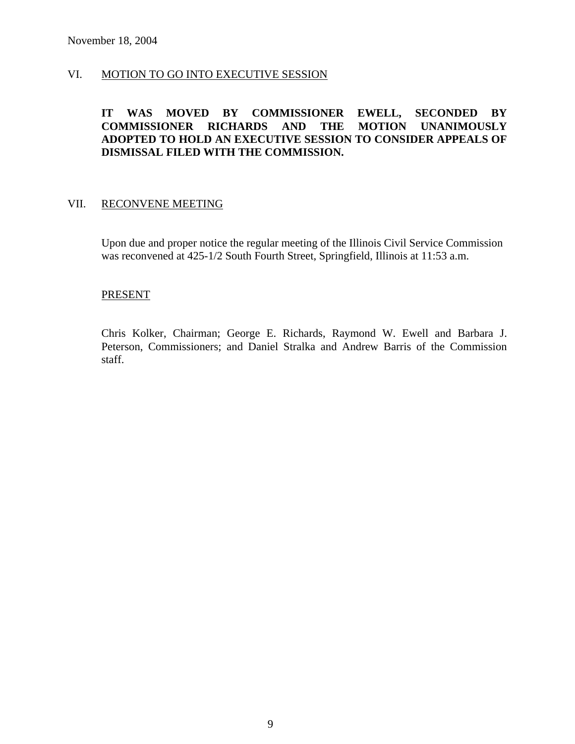November 18, 2004

VI. MOTION TO GO INTO EXECUTIVE SESSION

**IT WAS MOVED BY COMMISSIONER EWELL, SECONDED BY COMMISSIONER RICHARDS AND THE MOTION UNANIMOUSLY ADOPTED TO HOLD AN EXECUTIVE SESSION TO CONSIDER APPEALS OF DISMISSAL FILED WITH THE COMMISSION.**

VII. RECONVENE MEETING

Upon due and proper notice the regular meeting of the Illinois Civil Service Commission was reconvened at 425-1/2 South Fourth Street, Springfield, Illinois at 11:53 a.m.

PRESENT

Chris Kolker, Chairman; George E. Richards, Raymond W. Ewell and Barbara J. Peterson, Commissioners; and Daniel Stralka and Andrew Barris of the Commission staff.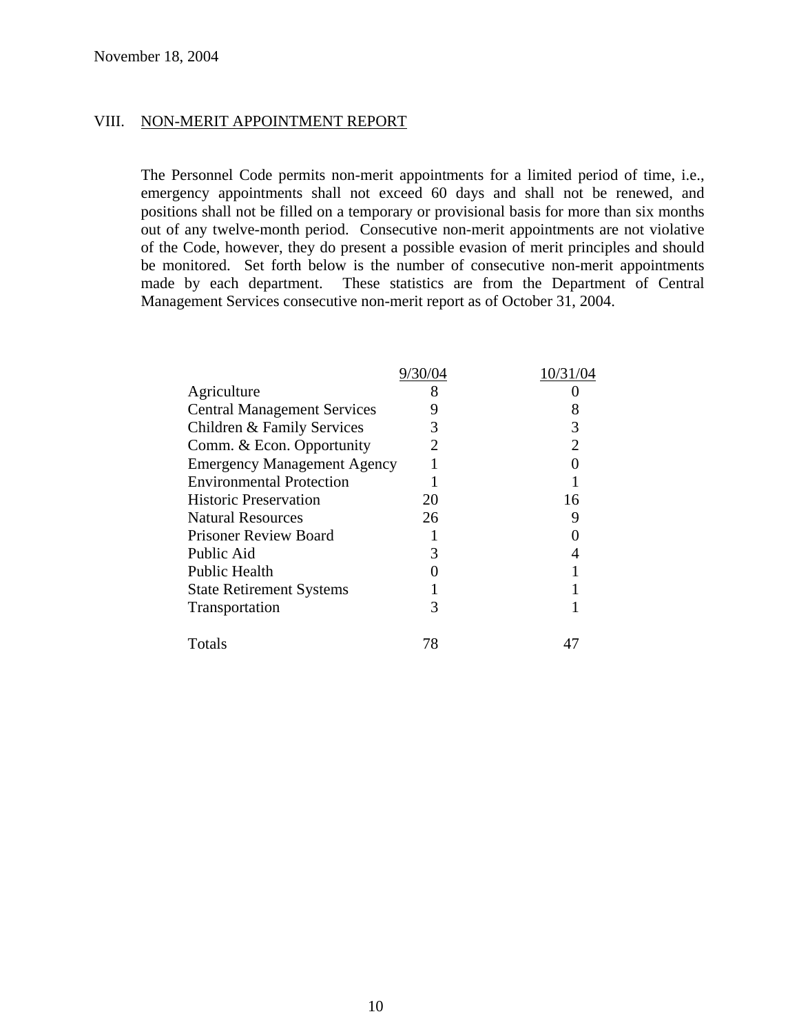November 18, 2004

## VIII. NON-MERIT APPOINTMENT REPORT

The Personnel Code permits non-merit appointments for a limited period of time, i.e., emergency appointments shall not exceed 60 days and shall not be renewed, and positions shall not be filled on a temporary or provisional basis for more than six months out of any twelve-month period. Consecutive non-merit appointments are not violative of the Code, however, they do present a possible evasion of merit principles and should be monitored. Set forth below is the number of consecutive non-merit appointments made by each department. These statistics are from the Department of Central Management Services consecutive non-merit report as of October 31, 2004.

| | 9/30/04 | 10/31/04 |
|---|---|---|
| Agriculture | 8 | 0 |
| Central Management Services | 9 | 8 |
| Children & Family Services | 3 | 3 |
| Comm. & Econ. Opportunity | 2 | 2 |
| Emergency Management Agency | 1 | 0 |
| Environmental Protection | 1 | 1 |
| Historic Preservation | 20 | 16 |
| Natural Resources | 26 | 9 |
| Prisoner Review Board | 1 | 0 |
| Public Aid | 3 | 4 |
| Public Health | 0 | 1 |
| State Retirement Systems | 1 | 1 |
| Transportation | 3 | 1 |
| Totals | 78 | 47 |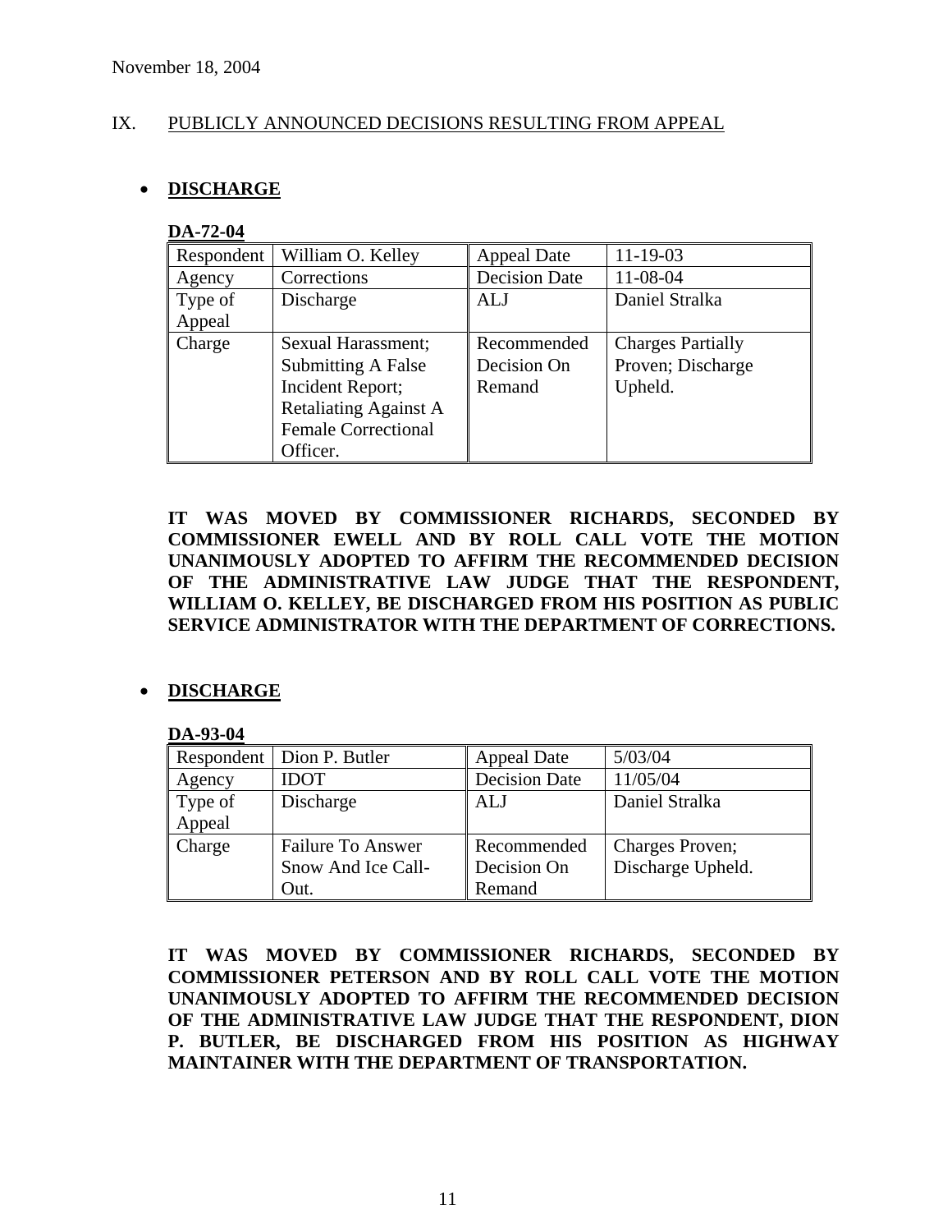November 18, 2004

## IX. PUBLICLY ANNOUNCED DECISIONS RESULTING FROM APPEAL

- **DISCHARGE**

**DA-72-04**

| Respondent | William O. Kelley | Appeal Date | 11-19-03 |
|---|---|---|---|
| Agency | Corrections | Decision Date | 11-08-04 |
| Type of Appeal | Discharge | ALJ | Daniel Stralka |
| Charge | Sexual Harassment; Submitting A False Incident Report; Retaliating Against A Female Correctional Officer. | Recommended Decision On Remand | Charges Partially Proven; Discharge Upheld. |

**IT WAS MOVED BY COMMISSIONER RICHARDS, SECONDED BY COMMISSIONER EWELL AND BY ROLL CALL VOTE THE MOTION UNANIMOUSLY ADOPTED TO AFFIRM THE RECOMMENDED DECISION OF THE ADMINISTRATIVE LAW JUDGE THAT THE RESPONDENT, WILLIAM O. KELLEY, BE DISCHARGED FROM HIS POSITION AS PUBLIC SERVICE ADMINISTRATOR WITH THE DEPARTMENT OF CORRECTIONS.**

- **DISCHARGE**

**DA-93-04**

| Respondent | Dion P. Butler | Appeal Date | 5/03/04 |
|---|---|---|---|
| Agency | IDOT | Decision Date | 11/05/04 |
| Type of Appeal | Discharge | ALJ | Daniel Stralka |
| Charge | Failure To Answer Snow And Ice Call-Out. | Recommended Decision On Remand | Charges Proven; Discharge Upheld. |

**IT WAS MOVED BY COMMISSIONER RICHARDS, SECONDED BY COMMISSIONER PETERSON AND BY ROLL CALL VOTE THE MOTION UNANIMOUSLY ADOPTED TO AFFIRM THE RECOMMENDED DECISION OF THE ADMINISTRATIVE LAW JUDGE THAT THE RESPONDENT, DION P. BUTLER, BE DISCHARGED FROM HIS POSITION AS HIGHWAY MAINTAINER WITH THE DEPARTMENT OF TRANSPORTATION.**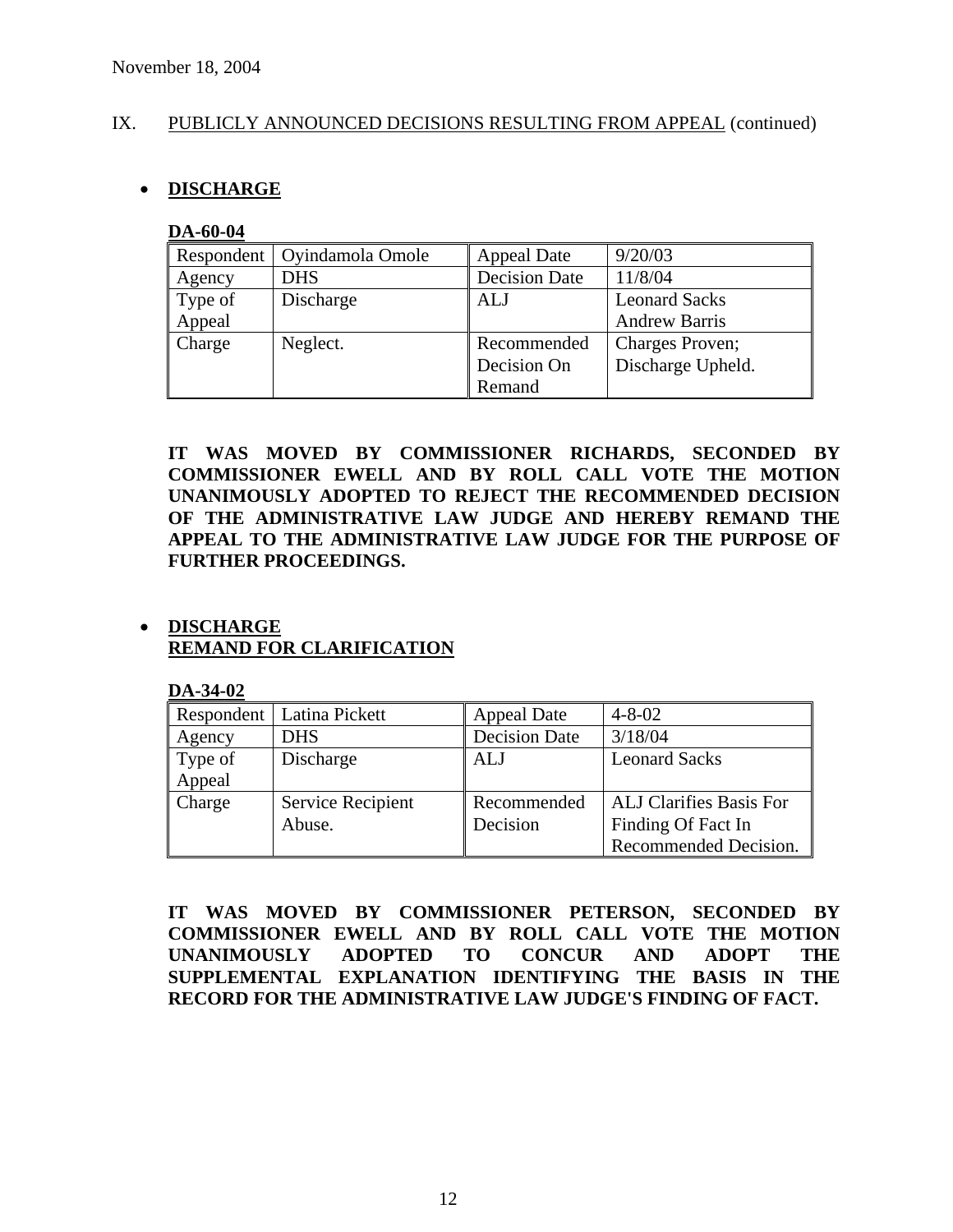November 18, 2004

IX. PUBLICLY ANNOUNCED DECISIONS RESULTING FROM APPEAL (continued)

- **DISCHARGE**

**DA-60-04**

| Respondent | Oyindamola Omole | Appeal Date | 9/20/03 |
|---|---|---|---|
| Agency | DHS | Decision Date | 11/8/04 |
| Type of Appeal | Discharge | ALJ | Leonard Sacks Andrew Barris |
| Charge | Neglect. | Recommended Decision On Remand | Charges Proven; Discharge Upheld. |

**IT WAS MOVED BY COMMISSIONER RICHARDS, SECONDED BY COMMISSIONER EWELL AND BY ROLL CALL VOTE THE MOTION UNANIMOUSLY ADOPTED TO REJECT THE RECOMMENDED DECISION OF THE ADMINISTRATIVE LAW JUDGE AND HEREBY REMAND THE APPEAL TO THE ADMINISTRATIVE LAW JUDGE FOR THE PURPOSE OF FURTHER PROCEEDINGS.**

- **DISCHARGE**
  **REMAND FOR CLARIFICATION**

**DA-34-02**

| Respondent | Latina Pickett | Appeal Date | 4-8-02 |
|---|---|---|---|
| Agency | DHS | Decision Date | 3/18/04 |
| Type of Appeal | Discharge | ALJ | Leonard Sacks |
| Charge | Service Recipient Abuse. | Recommended Decision | ALJ Clarifies Basis For Finding Of Fact In Recommended Decision. |

**IT WAS MOVED BY COMMISSIONER PETERSON, SECONDED BY COMMISSIONER EWELL AND BY ROLL CALL VOTE THE MOTION UNANIMOUSLY ADOPTED TO CONCUR AND ADOPT THE SUPPLEMENTAL EXPLANATION IDENTIFYING THE BASIS IN THE RECORD FOR THE ADMINISTRATIVE LAW JUDGE'S FINDING OF FACT.**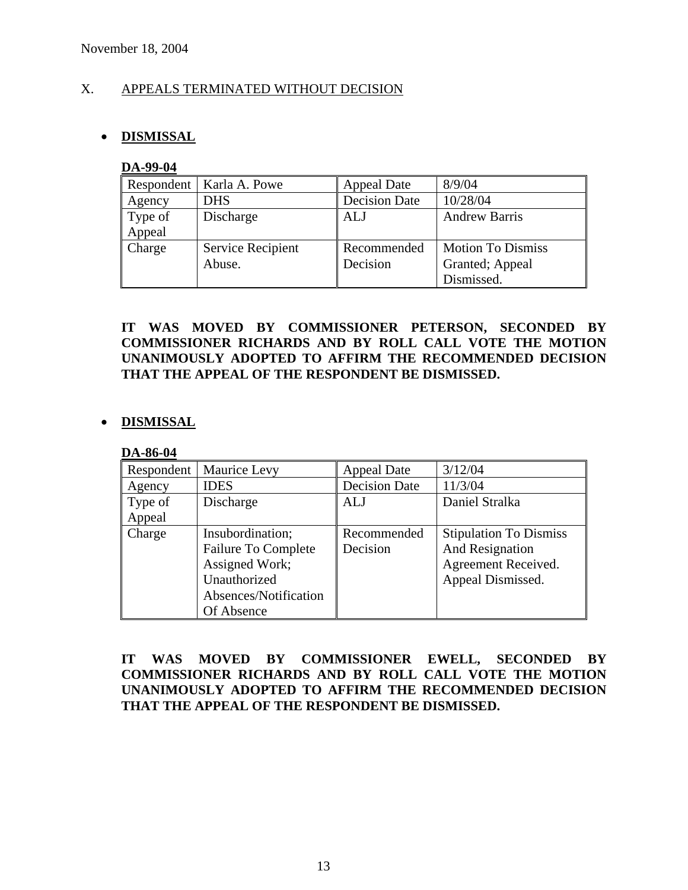November 18, 2004

X. APPEALS TERMINATED WITHOUT DECISION

- **DISMISSAL**

**DA-99-04**

| Respondent | Karla A. Powe | Appeal Date | 8/9/04 |
|---|---|---|---|
| Agency | DHS | Decision Date | 10/28/04 |
| Type of Appeal | Discharge | ALJ | Andrew Barris |
| Charge | Service Recipient Abuse. | Recommended Decision | Motion To Dismiss Granted; Appeal Dismissed. |

**IT WAS MOVED BY COMMISSIONER PETERSON, SECONDED BY COMMISSIONER RICHARDS AND BY ROLL CALL VOTE THE MOTION UNANIMOUSLY ADOPTED TO AFFIRM THE RECOMMENDED DECISION THAT THE APPEAL OF THE RESPONDENT BE DISMISSED.**

- **DISMISSAL**

**DA-86-04**

| Respondent | Maurice Levy | Appeal Date | 3/12/04 |
|---|---|---|---|
| Agency | IDES | Decision Date | 11/3/04 |
| Type of Appeal | Discharge | ALJ | Daniel Stralka |
| Charge | Insubordination; Failure To Complete Assigned Work; Unauthorized Absences/Notification Of Absence | Recommended Decision | Stipulation To Dismiss And Resignation Agreement Received. Appeal Dismissed. |

**IT WAS MOVED BY COMMISSIONER EWELL, SECONDED BY COMMISSIONER RICHARDS AND BY ROLL CALL VOTE THE MOTION UNANIMOUSLY ADOPTED TO AFFIRM THE RECOMMENDED DECISION THAT THE APPEAL OF THE RESPONDENT BE DISMISSED.**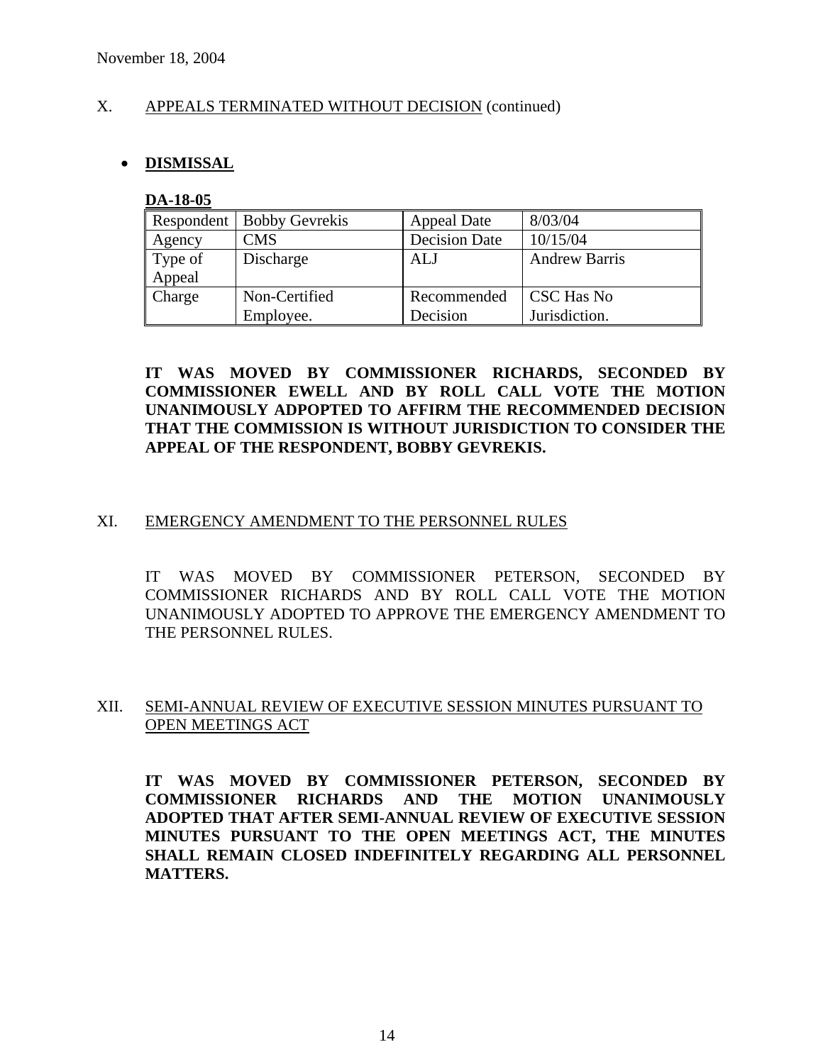November 18, 2004

X. APPEALS TERMINATED WITHOUT DECISION (continued)

- **DISMISSAL**

**DA-18-05**

| Respondent | Bobby Gevrekis | Appeal Date | 8/03/04 |
|---|---|---|---|
| Agency | CMS | Decision Date | 10/15/04 |
| Type of Appeal | Discharge | ALJ | Andrew Barris |
| Charge | Non-Certified Employee. | Recommended Decision | CSC Has No Jurisdiction. |

**IT WAS MOVED BY COMMISSIONER RICHARDS, SECONDED BY COMMISSIONER EWELL AND BY ROLL CALL VOTE THE MOTION UNANIMOUSLY ADPOPTED TO AFFIRM THE RECOMMENDED DECISION THAT THE COMMISSION IS WITHOUT JURISDICTION TO CONSIDER THE APPEAL OF THE RESPONDENT, BOBBY GEVREKIS.**

XI. EMERGENCY AMENDMENT TO THE PERSONNEL RULES

IT WAS MOVED BY COMMISSIONER PETERSON, SECONDED BY COMMISSIONER RICHARDS AND BY ROLL CALL VOTE THE MOTION UNANIMOUSLY ADOPTED TO APPROVE THE EMERGENCY AMENDMENT TO THE PERSONNEL RULES.

XII. SEMI-ANNUAL REVIEW OF EXECUTIVE SESSION MINUTES PURSUANT TO OPEN MEETINGS ACT

**IT WAS MOVED BY COMMISSIONER PETERSON, SECONDED BY COMMISSIONER RICHARDS AND THE MOTION UNANIMOUSLY ADOPTED THAT AFTER SEMI-ANNUAL REVIEW OF EXECUTIVE SESSION MINUTES PURSUANT TO THE OPEN MEETINGS ACT, THE MINUTES SHALL REMAIN CLOSED INDEFINITELY REGARDING ALL PERSONNEL MATTERS.**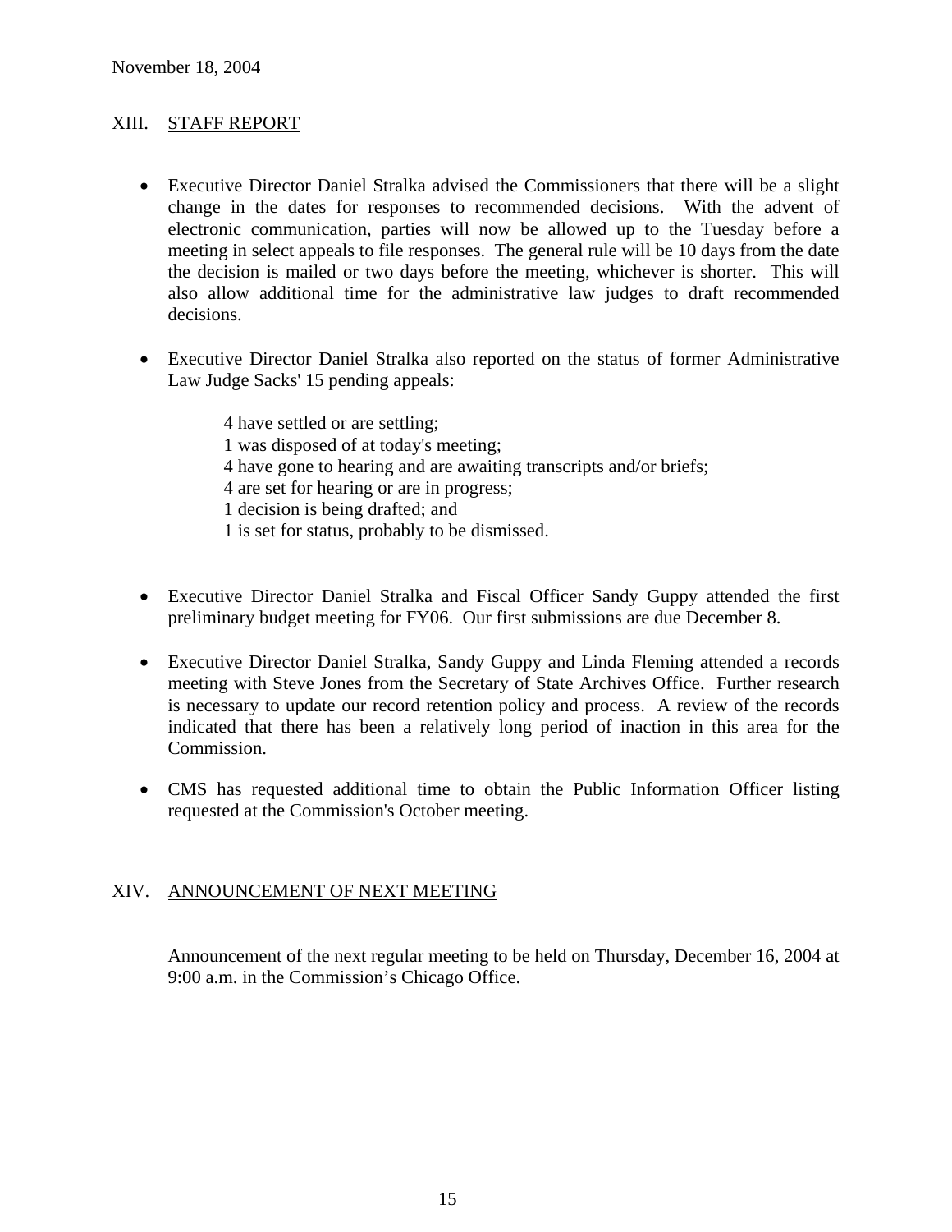## XIII. STAFF REPORT

- Executive Director Daniel Stralka advised the Commissioners that there will be a slight change in the dates for responses to recommended decisions. With the advent of electronic communication, parties will now be allowed up to the Tuesday before a meeting in select appeals to file responses. The general rule will be 10 days from the date the decision is mailed or two days before the meeting, whichever is shorter. This will also allow additional time for the administrative law judges to draft recommended decisions.

- Executive Director Daniel Stralka also reported on the status of former Administrative Law Judge Sacks' 15 pending appeals:

  4 have settled or are settling;
  1 was disposed of at today's meeting;
  4 have gone to hearing and are awaiting transcripts and/or briefs;
  4 are set for hearing or are in progress;
  1 decision is being drafted; and
  1 is set for status, probably to be dismissed.

- Executive Director Daniel Stralka and Fiscal Officer Sandy Guppy attended the first preliminary budget meeting for FY06. Our first submissions are due December 8.

- Executive Director Daniel Stralka, Sandy Guppy and Linda Fleming attended a records meeting with Steve Jones from the Secretary of State Archives Office. Further research is necessary to update our record retention policy and process. A review of the records indicated that there has been a relatively long period of inaction in this area for the Commission.

- CMS has requested additional time to obtain the Public Information Officer listing requested at the Commission's October meeting.

## XIV. ANNOUNCEMENT OF NEXT MEETING

Announcement of the next regular meeting to be held on Thursday, December 16, 2004 at 9:00 a.m. in the Commission's Chicago Office.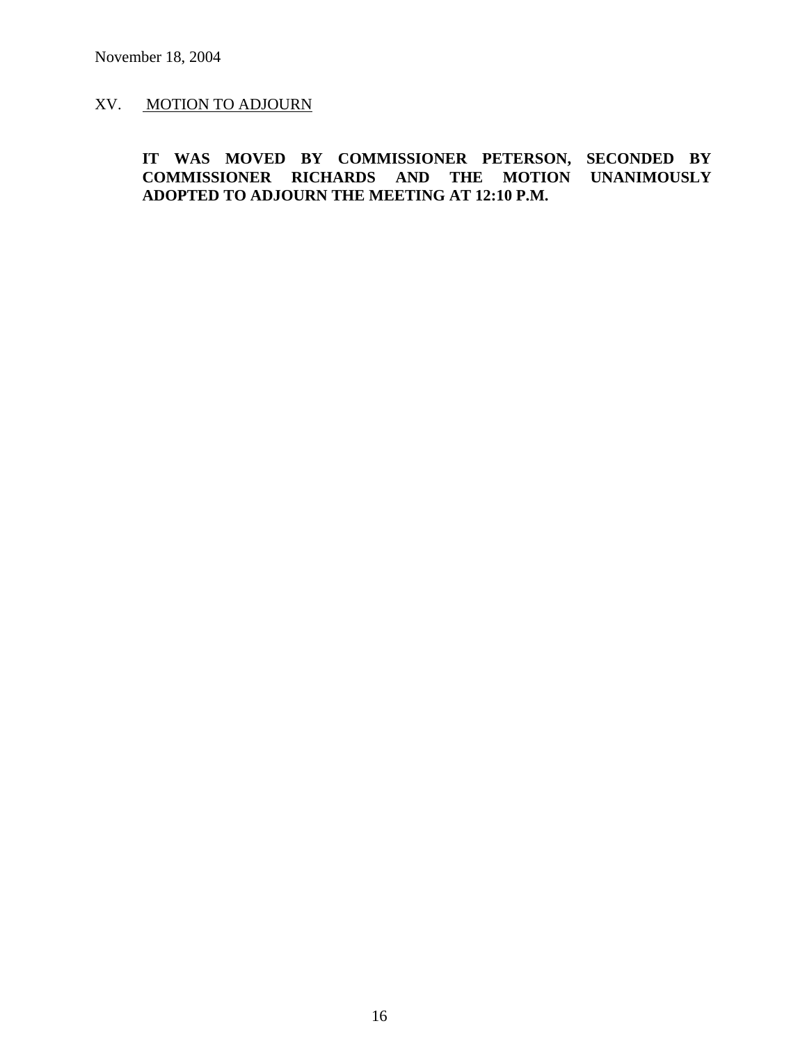November 18, 2004

XV. MOTION TO ADJOURN

**IT WAS MOVED BY COMMISSIONER PETERSON, SECONDED BY COMMISSIONER RICHARDS AND THE MOTION UNANIMOUSLY ADOPTED TO ADJOURN THE MEETING AT 12:10 P.M.**